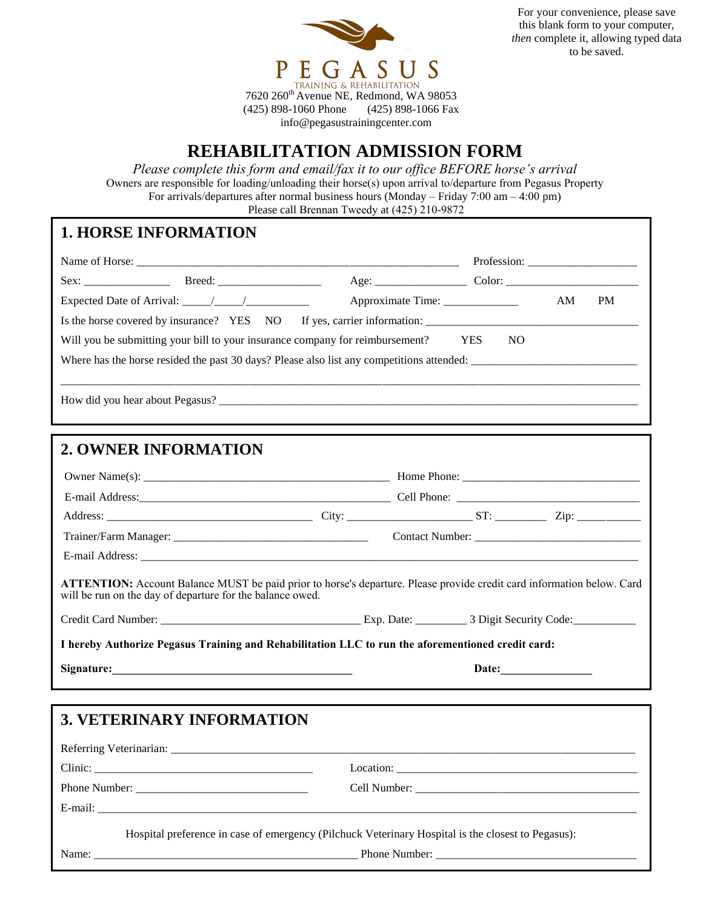For your convenience, please save this blank form to your computer, *then* complete it, allowing typed data to be saved.

PEGASUS
TRAINING & REHABILITATION

7620 260th Avenue NE, Redmond, WA 98053
(425) 898-1060 Phone (425) 898-1066 Fax
info@pegasustrainingcenter.com

# REHABILITATION ADMISSION FORM

*Please complete this form and email/fax it to our office BEFORE horse's arrival*

Owners are responsible for loading/unloading their horse(s) upon arrival to/departure from Pegasus Property
For arrivals/departures after normal business hours (Monday – Friday 7:00 am – 4:00 pm)
Please call Brennan Tweedy at (425) 210-9872

## 1. HORSE INFORMATION

Name of Horse: ______________________________ Profession: ______________

Sex: ____________ Breed: ______________ Age: ____________ Color: ________________

Expected Date of Arrival: _____/_____/__________ Approximate Time: ____________ AM PM

Is the horse covered by insurance? YES NO If yes, carrier information: ______________________________

Will you be submitting your bill to your insurance company for reimbursement? YES NO

Where has the horse resided the past 30 days? Please also list any competitions attended: ______________________

______________________________________________________________________________

How did you hear about Pegasus? ______________________________________________________

## 2. OWNER INFORMATION

Owner Name(s): ______________________________ Home Phone: ______________________

E-mail Address: ______________________________ Cell Phone: ______________________

Address: ____________________________ City: ________________ ST: _______ Zip: _________

Trainer/Farm Manager: __________________________ Contact Number: ______________________

E-mail Address: ______________________________________________________________

**ATTENTION:** Account Balance MUST be paid prior to horse's departure. Please provide credit card information below. Card will be run on the day of departure for the balance owed.

Credit Card Number: ___________________________ Exp. Date: ________ 3 Digit Security Code: __________

**I hereby Authorize Pegasus Training and Rehabilitation LLC to run the aforementioned credit card:**

**Signature:** ______________________________ **Date:** ______________

## 3. VETERINARY INFORMATION

Referring Veterinarian: ______________________________________________________

Clinic: ______________________________ Location: ______________________________

Phone Number: ______________________ Cell Number: ______________________________

E-mail: ______________________________________________________________________

Hospital preference in case of emergency (Pilchuck Veterinary Hospital is the closest to Pegasus):

Name: ____________________________________ Phone Number: __________________________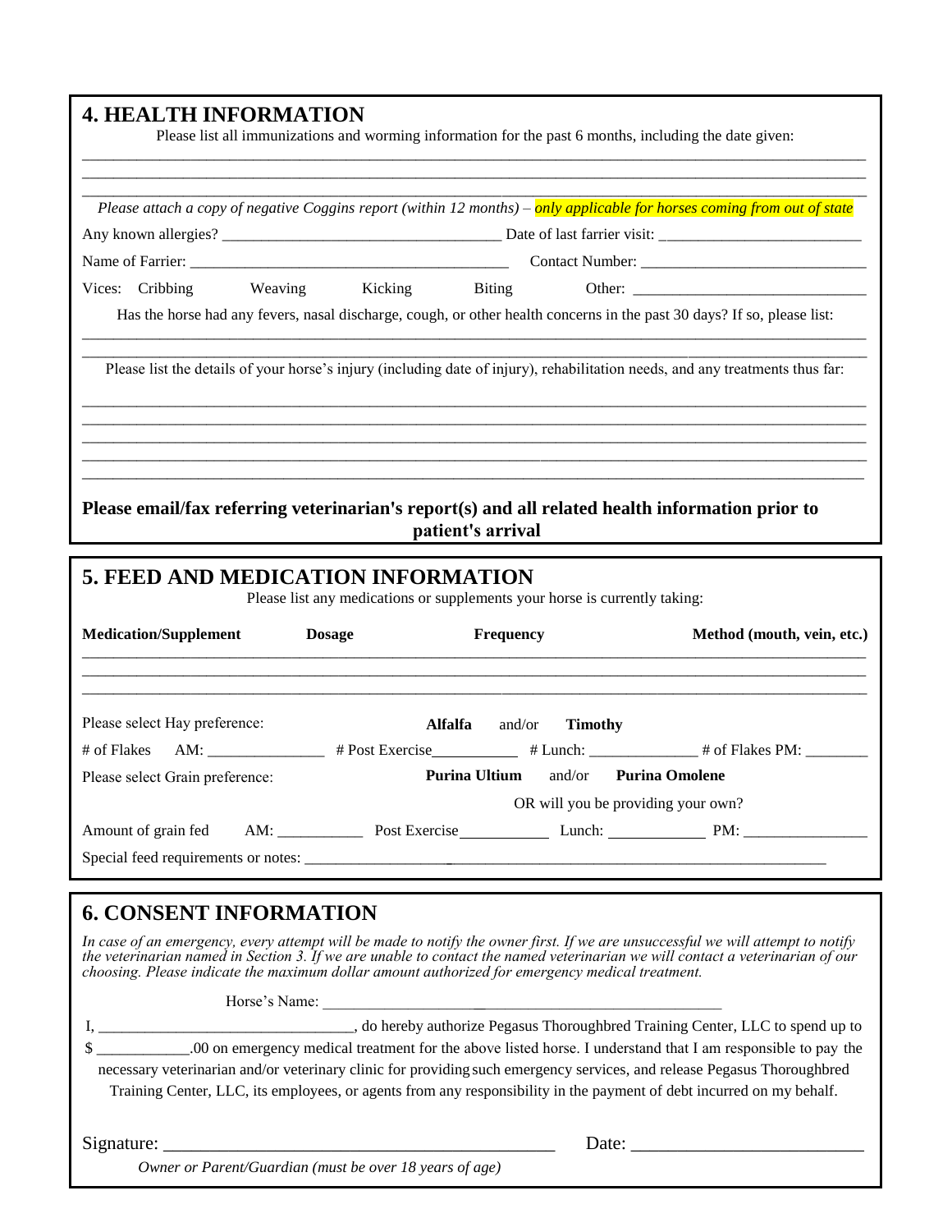## 4. HEALTH INFORMATION

Please list all immunizations and worming information for the past 6 months, including the date given:

______________________________________________________________________________________

______________________________________________________________________________________

______________________________________________________________________________________

*Please attach a copy of negative Coggins report (within 12 months) – only applicable for horses coming from out of state*

Any known allergies? ___________________________________ Date of last farrier visit: __________________________

Name of Farrier: ________________________________________ Contact Number: _____________________________

Vices: Cribbing Weaving Kicking Biting Other: ______________________________

Has the horse had any fevers, nasal discharge, cough, or other health concerns in the past 30 days? If so, please list:

______________________________________________________________________________________

______________________________________________________________________________________

Please list the details of your horse's injury (including date of injury), rehabilitation needs, and any treatments thus far:

______________________________________________________________________________________

______________________________________________________________________________________

______________________________________________________________________________________

______________________________________________________________________________________

______________________________________________________________________________________

**Please email/fax referring veterinarian's report(s) and all related health information prior to patient's arrival**

## 5. FEED AND MEDICATION INFORMATION

Please list any medications or supplements your horse is currently taking:

| Medication/Supplement | Dosage | Frequency | Method (mouth, vein, etc.) |
|---|---|---|---|
| | | | |
| | | | |
| | | | |

Please select Hay preference: **Alfalfa** and/or **Timothy**

\# of Flakes AM: _______________ # Post Exercise___________ # Lunch: ______________ # of Flakes PM: ________

Please select Grain preference: **Purina Ultium** and/or **Purina Omolene**

OR will you be providing your own?

Amount of grain fed AM: ___________ Post Exercise___________ Lunch: ____________ PM: ________________

Special feed requirements or notes: ________________________________________________________________________

## 6. CONSENT INFORMATION

*In case of an emergency, every attempt will be made to notify the owner first. If we are unsuccessful we will attempt to notify the veterinarian named in Section 3. If we are unable to contact the named veterinarian we will contact a veterinarian of our choosing. Please indicate the maximum dollar amount authorized for emergency medical treatment.*

Horse's Name: ________________________________________________

I, _________________________________, do hereby authorize Pegasus Thoroughbred Training Center, LLC to spend up to $ ____________.00 on emergency medical treatment for the above listed horse. I understand that I am responsible to pay the necessary veterinarian and/or veterinary clinic for providing such emergency services, and release Pegasus Thoroughbred Training Center, LLC, its employees, or agents from any responsibility in the payment of debt incurred on my behalf.

Signature: ____________________________________________ Date: __________________________

*Owner or Parent/Guardian (must be over 18 years of age)*